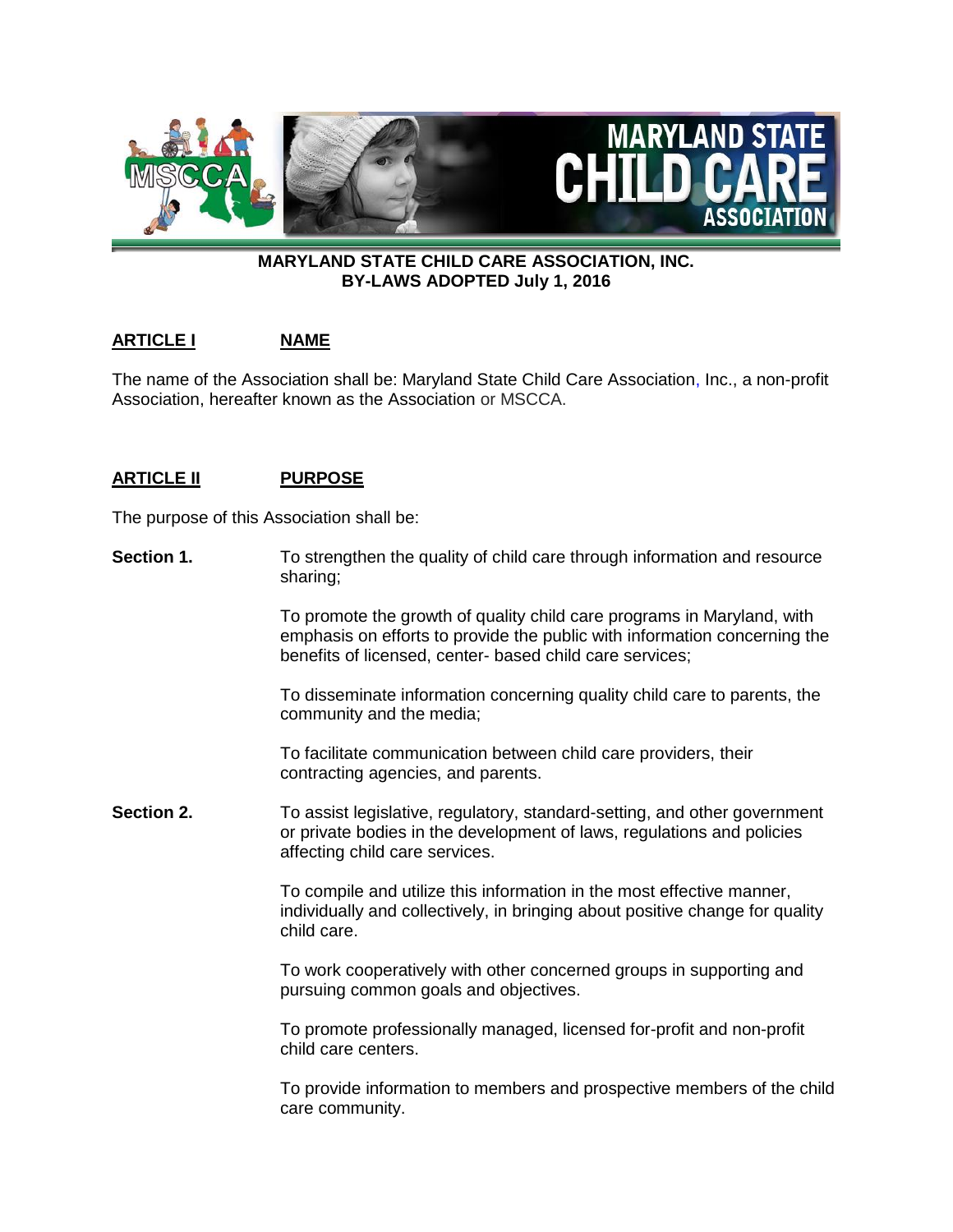**MARYLAND STATE CHILD CARE ASSOCIATION, INC.**
**BY-LAWS ADOPTED July 1, 2016**

## ARTICLE I NAME

The name of the Association shall be: Maryland State Child Care Association, Inc., a non-profit Association, hereafter known as the Association or MSCCA.

## ARTICLE II PURPOSE

The purpose of this Association shall be:

**Section 1.** To strengthen the quality of child care through information and resource sharing;

To promote the growth of quality child care programs in Maryland, with emphasis on efforts to provide the public with information concerning the benefits of licensed, center- based child care services;

To disseminate information concerning quality child care to parents, the community and the media;

To facilitate communication between child care providers, their contracting agencies, and parents.

**Section 2.** To assist legislative, regulatory, standard-setting, and other government or private bodies in the development of laws, regulations and policies affecting child care services.

To compile and utilize this information in the most effective manner, individually and collectively, in bringing about positive change for quality child care.

To work cooperatively with other concerned groups in supporting and pursuing common goals and objectives.

To promote professionally managed, licensed for-profit and non-profit child care centers.

To provide information to members and prospective members of the child care community.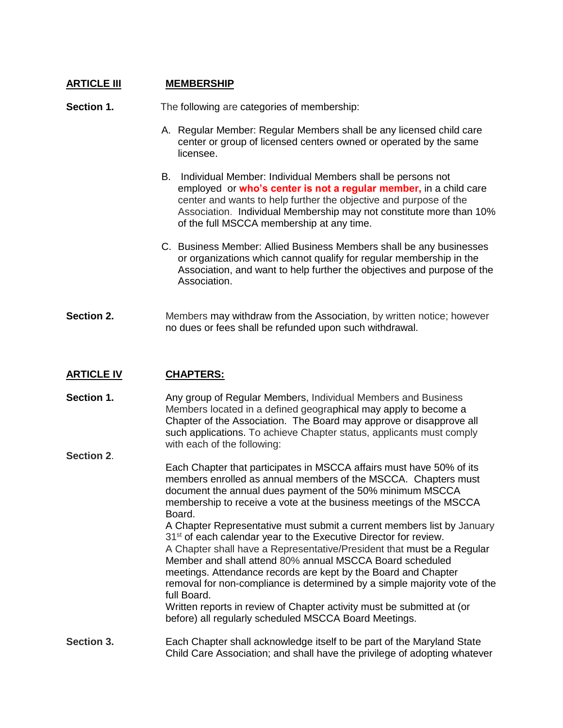## ARTICLE III MEMBERSHIP

**Section 1.** The following are categories of membership:

A. Regular Member: Regular Members shall be any licensed child care center or group of licensed centers owned or operated by the same licensee.

B. Individual Member: Individual Members shall be persons not employed or **who's center is not a regular member,** in a child care center and wants to help further the objective and purpose of the Association. Individual Membership may not constitute more than 10% of the full MSCCA membership at any time.

C. Business Member: Allied Business Members shall be any businesses or organizations which cannot qualify for regular membership in the Association, and want to help further the objectives and purpose of the Association.

**Section 2.** Members may withdraw from the Association, by written notice; however no dues or fees shall be refunded upon such withdrawal.

## ARTICLE IV CHAPTERS:

**Section 1.** Any group of Regular Members, Individual Members and Business Members located in a defined geographical may apply to become a Chapter of the Association. The Board may approve or disapprove all such applications. To achieve Chapter status, applicants must comply with each of the following:

**Section 2.**

Each Chapter that participates in MSCCA affairs must have 50% of its members enrolled as annual members of the MSCCA. Chapters must document the annual dues payment of the 50% minimum MSCCA membership to receive a vote at the business meetings of the MSCCA Board.

A Chapter Representative must submit a current members list by January 31st of each calendar year to the Executive Director for review.

A Chapter shall have a Representative/President that must be a Regular Member and shall attend 80% annual MSCCA Board scheduled meetings. Attendance records are kept by the Board and Chapter removal for non-compliance is determined by a simple majority vote of the full Board.

Written reports in review of Chapter activity must be submitted at (or before) all regularly scheduled MSCCA Board Meetings.

**Section 3.** Each Chapter shall acknowledge itself to be part of the Maryland State Child Care Association; and shall have the privilege of adopting whatever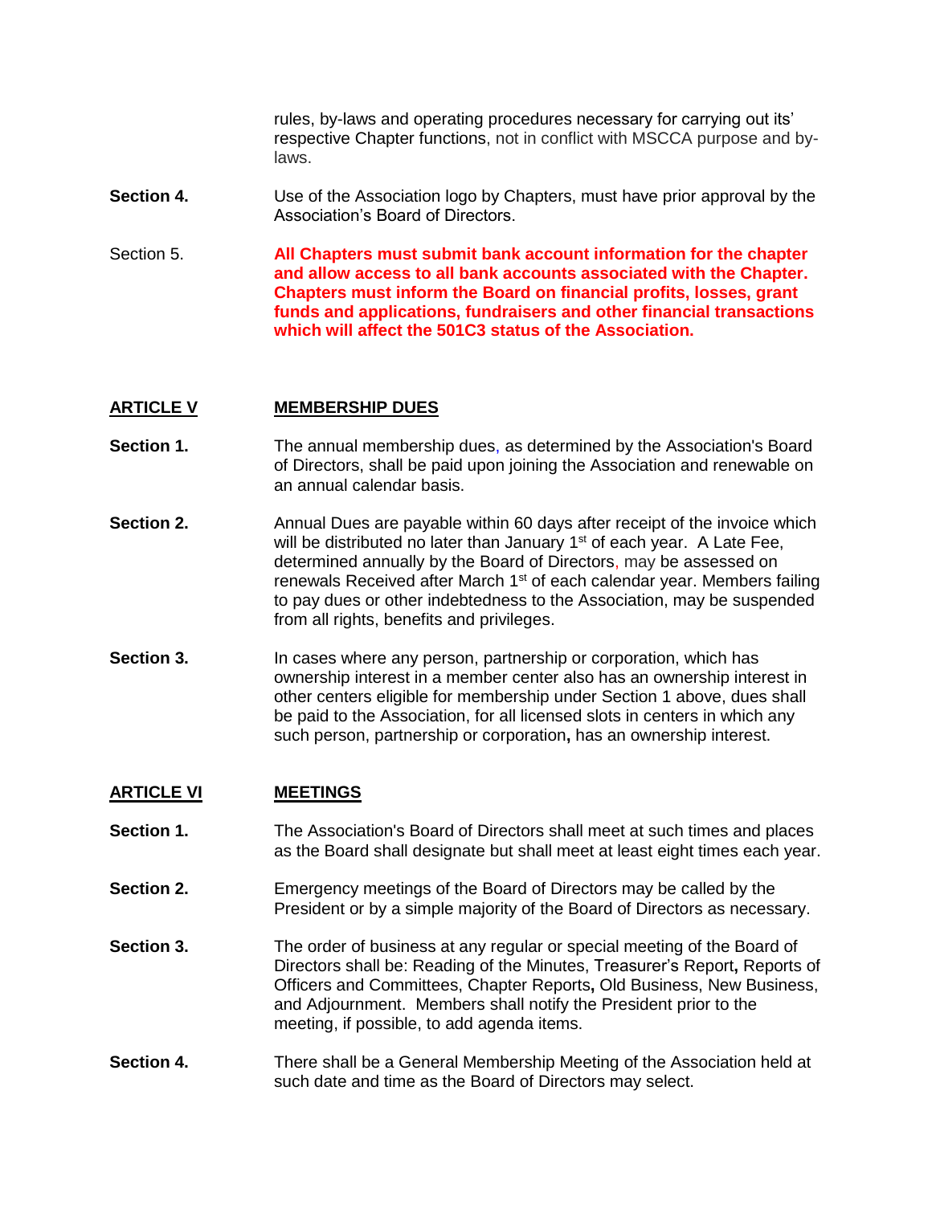rules, by-laws and operating procedures necessary for carrying out its' respective Chapter functions, not in conflict with MSCCA purpose and by-laws.

**Section 4.** Use of the Association logo by Chapters, must have prior approval by the Association's Board of Directors.

Section 5. **All Chapters must submit bank account information for the chapter and allow access to all bank accounts associated with the Chapter. Chapters must inform the Board on financial profits, losses, grant funds and applications, fundraisers and other financial transactions which will affect the 501C3 status of the Association.**

## ARTICLE V MEMBERSHIP DUES

**Section 1.** The annual membership dues, as determined by the Association's Board of Directors, shall be paid upon joining the Association and renewable on an annual calendar basis.

**Section 2.** Annual Dues are payable within 60 days after receipt of the invoice which will be distributed no later than January 1st of each year. A Late Fee, determined annually by the Board of Directors, may be assessed on renewals Received after March 1st of each calendar year. Members failing to pay dues or other indebtedness to the Association, may be suspended from all rights, benefits and privileges.

**Section 3.** In cases where any person, partnership or corporation, which has ownership interest in a member center also has an ownership interest in other centers eligible for membership under Section 1 above, dues shall be paid to the Association, for all licensed slots in centers in which any such person, partnership or corporation**,** has an ownership interest.

## ARTICLE VI MEETINGS

**Section 1.** The Association's Board of Directors shall meet at such times and places as the Board shall designate but shall meet at least eight times each year.

**Section 2.** Emergency meetings of the Board of Directors may be called by the President or by a simple majority of the Board of Directors as necessary.

**Section 3.** The order of business at any regular or special meeting of the Board of Directors shall be: Reading of the Minutes, Treasurer's Report**,** Reports of Officers and Committees, Chapter Reports**,** Old Business, New Business, and Adjournment. Members shall notify the President prior to the meeting, if possible, to add agenda items.

**Section 4.** There shall be a General Membership Meeting of the Association held at such date and time as the Board of Directors may select.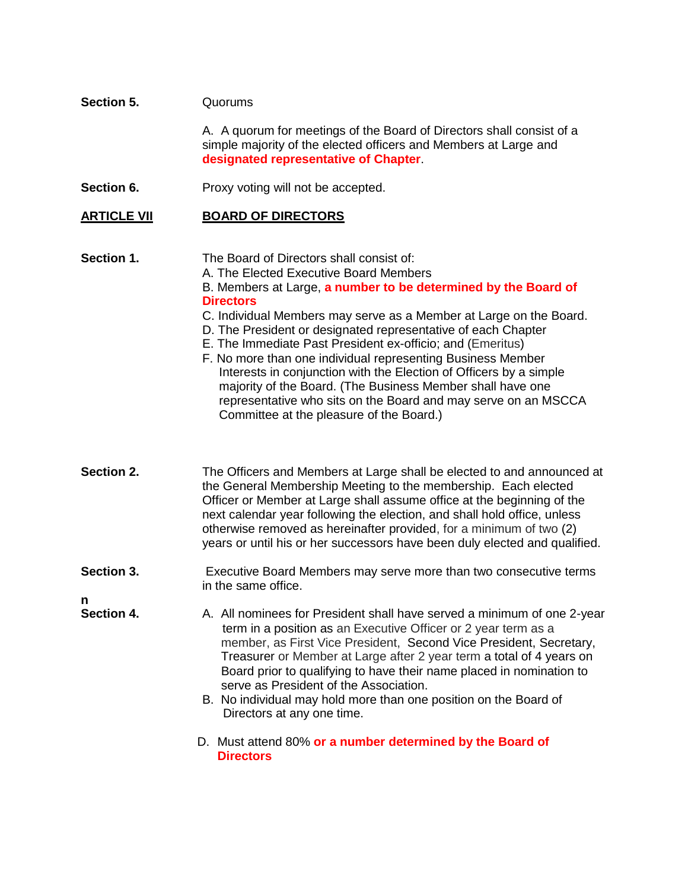**Section 5.** Quorums

A. A quorum for meetings of the Board of Directors shall consist of a simple majority of the elected officers and Members at Large and **designated representative of Chapter**.

**Section 6.** Proxy voting will not be accepted.

## ARTICLE VII BOARD OF DIRECTORS

**Section 1.** The Board of Directors shall consist of:

A. The Elected Executive Board Members
B. Members at Large, **a number to be determined by the Board of Directors**
C. Individual Members may serve as a Member at Large on the Board.
D. The President or designated representative of each Chapter
E. The Immediate Past President ex-officio; and (Emeritus)
F. No more than one individual representing Business Member Interests in conjunction with the Election of Officers by a simple majority of the Board. (The Business Member shall have one representative who sits on the Board and may serve on an MSCCA Committee at the pleasure of the Board.)

**Section 2.** The Officers and Members at Large shall be elected to and announced at the General Membership Meeting to the membership. Each elected Officer or Member at Large shall assume office at the beginning of the next calendar year following the election, and shall hold office, unless otherwise removed as hereinafter provided, for a minimum of two (2) years or until his or her successors have been duly elected and qualified.

**Section 3.** Executive Board Members may serve more than two consecutive terms in the same office.

n

**Section 4.**

A. All nominees for President shall have served a minimum of one 2-year term in a position as an Executive Officer or 2 year term as a member, as First Vice President, Second Vice President, Secretary, Treasurer or Member at Large after 2 year term a total of 4 years on Board prior to qualifying to have their name placed in nomination to serve as President of the Association.
B. No individual may hold more than one position on the Board of Directors at any one time.

D. Must attend 80% **or a number determined by the Board of Directors**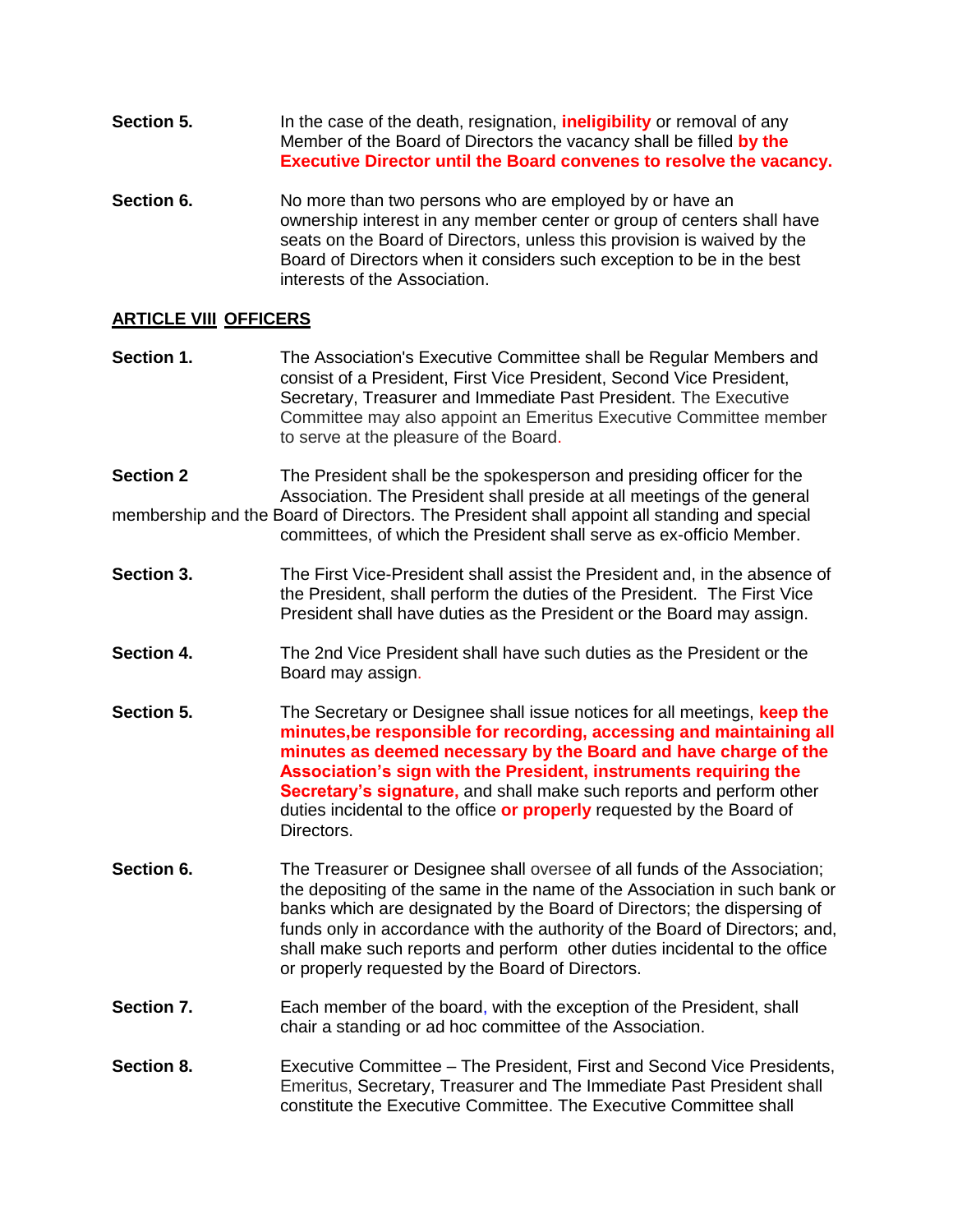**Section 5.** In the case of the death, resignation, **ineligibility** or removal of any Member of the Board of Directors the vacancy shall be filled **by the Executive Director until the Board convenes to resolve the vacancy.**

**Section 6.** No more than two persons who are employed by or have an ownership interest in any member center or group of centers shall have seats on the Board of Directors, unless this provision is waived by the Board of Directors when it considers such exception to be in the best interests of the Association.

## ARTICLE VIII OFFICERS

**Section 1.** The Association's Executive Committee shall be Regular Members and consist of a President, First Vice President, Second Vice President, Secretary, Treasurer and Immediate Past President. The Executive Committee may also appoint an Emeritus Executive Committee member to serve at the pleasure of the Board.

**Section 2** The President shall be the spokesperson and presiding officer for the Association. The President shall preside at all meetings of the general membership and the Board of Directors. The President shall appoint all standing and special committees, of which the President shall serve as ex-officio Member.

**Section 3.** The First Vice-President shall assist the President and, in the absence of the President, shall perform the duties of the President. The First Vice President shall have duties as the President or the Board may assign.

**Section 4.** The 2nd Vice President shall have such duties as the President or the Board may assign.

**Section 5.** The Secretary or Designee shall issue notices for all meetings, **keep the minutes,be responsible for recording, accessing and maintaining all minutes as deemed necessary by the Board and have charge of the Association's sign with the President, instruments requiring the Secretary's signature,** and shall make such reports and perform other duties incidental to the office **or properly** requested by the Board of Directors.

**Section 6.** The Treasurer or Designee shall oversee of all funds of the Association; the depositing of the same in the name of the Association in such bank or banks which are designated by the Board of Directors; the dispersing of funds only in accordance with the authority of the Board of Directors; and, shall make such reports and perform other duties incidental to the office or properly requested by the Board of Directors.

**Section 7.** Each member of the board, with the exception of the President, shall chair a standing or ad hoc committee of the Association.

**Section 8.** Executive Committee – The President, First and Second Vice Presidents, Emeritus, Secretary, Treasurer and The Immediate Past President shall constitute the Executive Committee. The Executive Committee shall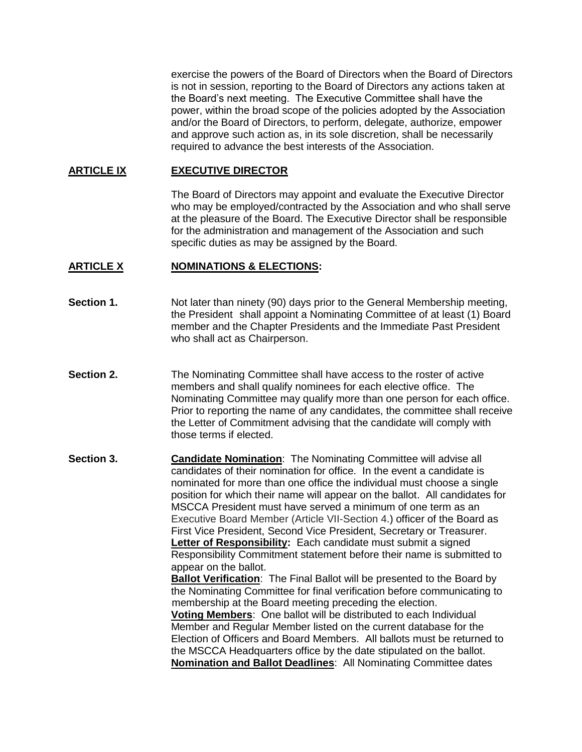exercise the powers of the Board of Directors when the Board of Directors is not in session, reporting to the Board of Directors any actions taken at the Board's next meeting. The Executive Committee shall have the power, within the broad scope of the policies adopted by the Association and/or the Board of Directors, to perform, delegate, authorize, empower and approve such action as, in its sole discretion, shall be necessarily required to advance the best interests of the Association.

## ARTICLE IX EXECUTIVE DIRECTOR

The Board of Directors may appoint and evaluate the Executive Director who may be employed/contracted by the Association and who shall serve at the pleasure of the Board. The Executive Director shall be responsible for the administration and management of the Association and such specific duties as may be assigned by the Board.

## ARTICLE X NOMINATIONS & ELECTIONS:

**Section 1.** Not later than ninety (90) days prior to the General Membership meeting, the President shall appoint a Nominating Committee of at least (1) Board member and the Chapter Presidents and the Immediate Past President who shall act as Chairperson.

**Section 2.** The Nominating Committee shall have access to the roster of active members and shall qualify nominees for each elective office. The Nominating Committee may qualify more than one person for each office. Prior to reporting the name of any candidates, the committee shall receive the Letter of Commitment advising that the candidate will comply with those terms if elected.

**Section 3.** **Candidate Nomination**: The Nominating Committee will advise all candidates of their nomination for office. In the event a candidate is nominated for more than one office the individual must choose a single position for which their name will appear on the ballot. All candidates for MSCCA President must have served a minimum of one term as an Executive Board Member (Article VII-Section 4.) officer of the Board as First Vice President, Second Vice President, Secretary or Treasurer.

**Letter of Responsibility:** Each candidate must submit a signed Responsibility Commitment statement before their name is submitted to appear on the ballot.

**Ballot Verification**: The Final Ballot will be presented to the Board by the Nominating Committee for final verification before communicating to membership at the Board meeting preceding the election.

**Voting Members**: One ballot will be distributed to each Individual Member and Regular Member listed on the current database for the Election of Officers and Board Members. All ballots must be returned to the MSCCA Headquarters office by the date stipulated on the ballot.

**Nomination and Ballot Deadlines**: All Nominating Committee dates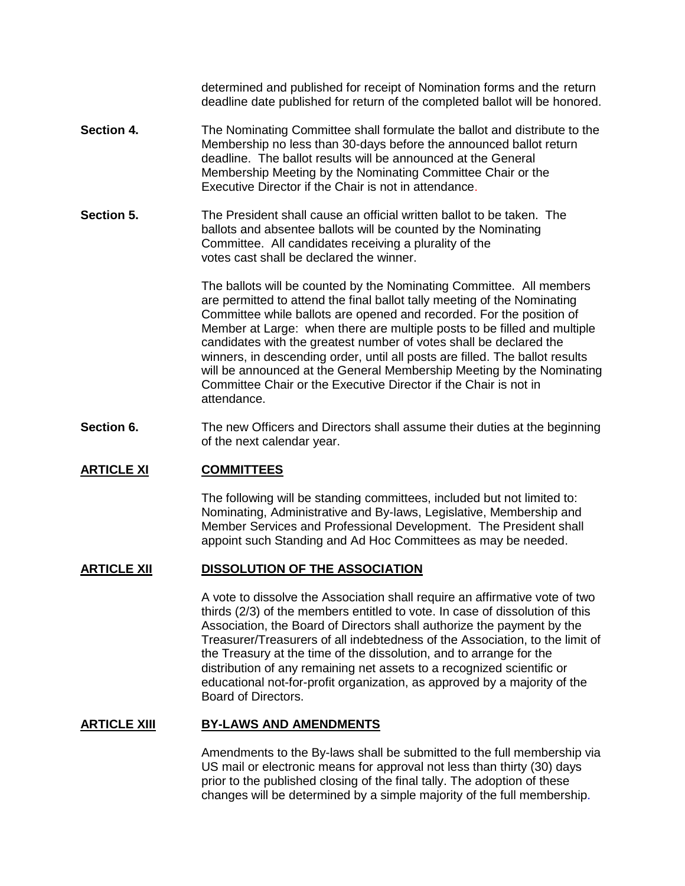determined and published for receipt of Nomination forms and the return deadline date published for return of the completed ballot will be honored.

**Section 4.** The Nominating Committee shall formulate the ballot and distribute to the Membership no less than 30-days before the announced ballot return deadline. The ballot results will be announced at the General Membership Meeting by the Nominating Committee Chair or the Executive Director if the Chair is not in attendance.

**Section 5.** The President shall cause an official written ballot to be taken. The ballots and absentee ballots will be counted by the Nominating Committee. All candidates receiving a plurality of the votes cast shall be declared the winner.

The ballots will be counted by the Nominating Committee. All members are permitted to attend the final ballot tally meeting of the Nominating Committee while ballots are opened and recorded. For the position of Member at Large: when there are multiple posts to be filled and multiple candidates with the greatest number of votes shall be declared the winners, in descending order, until all posts are filled. The ballot results will be announced at the General Membership Meeting by the Nominating Committee Chair or the Executive Director if the Chair is not in attendance.

**Section 6.** The new Officers and Directors shall assume their duties at the beginning of the next calendar year.

## ARTICLE XI COMMITTEES

The following will be standing committees, included but not limited to: Nominating, Administrative and By-laws, Legislative, Membership and Member Services and Professional Development. The President shall appoint such Standing and Ad Hoc Committees as may be needed.

## ARTICLE XII DISSOLUTION OF THE ASSOCIATION

A vote to dissolve the Association shall require an affirmative vote of two thirds (2/3) of the members entitled to vote. In case of dissolution of this Association, the Board of Directors shall authorize the payment by the Treasurer/Treasurers of all indebtedness of the Association, to the limit of the Treasury at the time of the dissolution, and to arrange for the distribution of any remaining net assets to a recognized scientific or educational not-for-profit organization, as approved by a majority of the Board of Directors.

## ARTICLE XIII BY-LAWS AND AMENDMENTS

Amendments to the By-laws shall be submitted to the full membership via US mail or electronic means for approval not less than thirty (30) days prior to the published closing of the final tally. The adoption of these changes will be determined by a simple majority of the full membership.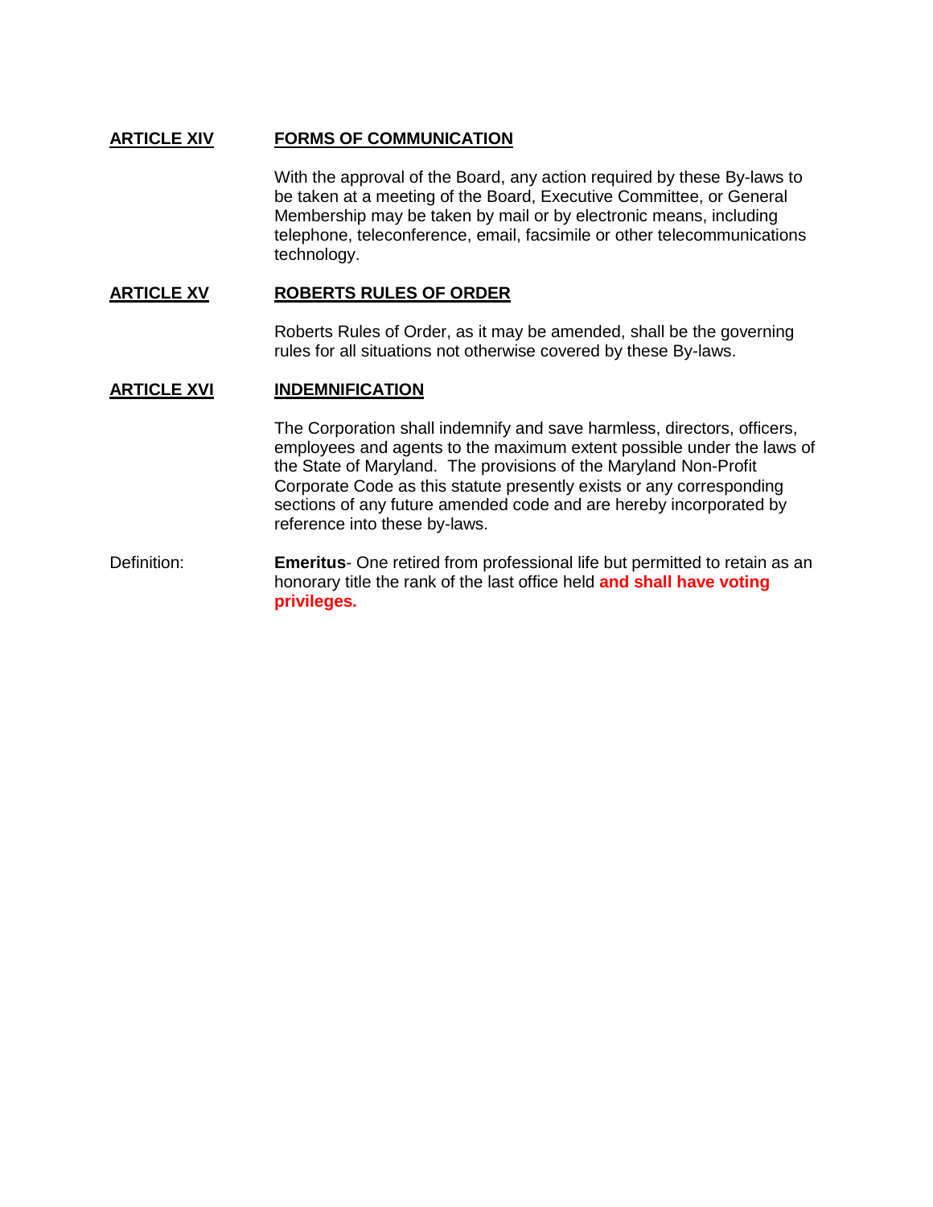## ARTICLE XIV FORMS OF COMMUNICATION

With the approval of the Board, any action required by these By-laws to be taken at a meeting of the Board, Executive Committee, or General Membership may be taken by mail or by electronic means, including telephone, teleconference, email, facsimile or other telecommunications technology.

## ARTICLE XV ROBERTS RULES OF ORDER

Roberts Rules of Order, as it may be amended, shall be the governing rules for all situations not otherwise covered by these By-laws.

## ARTICLE XVI INDEMNIFICATION

The Corporation shall indemnify and save harmless, directors, officers, employees and agents to the maximum extent possible under the laws of the State of Maryland. The provisions of the Maryland Non-Profit Corporate Code as this statute presently exists or any corresponding sections of any future amended code and are hereby incorporated by reference into these by-laws.

Definition: **Emeritus**- One retired from professional life but permitted to retain as an honorary title the rank of the last office held **and shall have voting privileges.**